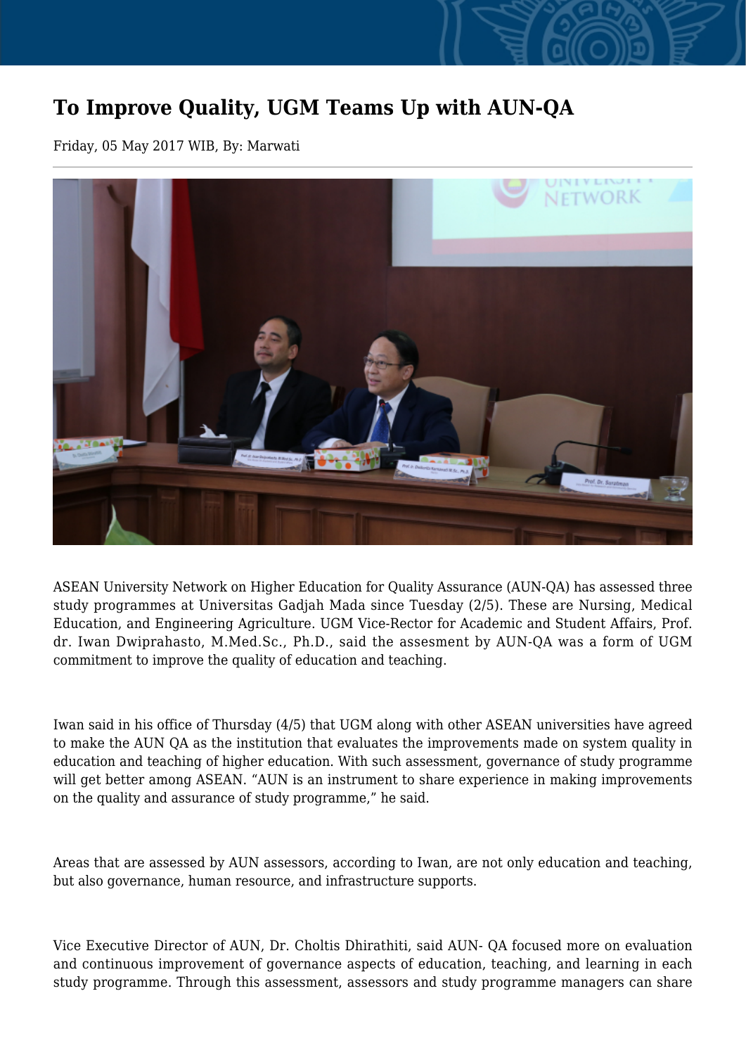# To Improve Quality, UGM Teams Up with AUN-QA

Friday, 05 May 2017 WIB, By: Marwati

ASEAN University Network on Higher Education for Quality Assurance (AUN-QA) has assessed three study programmes at Universitas Gadjah Mada since Tuesday (2/5). These are Nursing, Medical Education, and Engineering Agriculture. UGM Vice-Rector for Academic and Student Affairs, Prof. dr. Iwan Dwiprahasto, M.Med.Sc., Ph.D., said the assesment by AUN-QA was a form of UGM commitment to improve the quality of education and teaching.

Iwan said in his office of Thursday (4/5) that UGM along with other ASEAN universities have agreed to make the AUN QA as the institution that evaluates the improvements made on system quality in education and teaching of higher education. With such assessment, governance of study programme will get better among ASEAN. "AUN is an instrument to share experience in making improvements on the quality and assurance of study programme," he said.

Areas that are assessed by AUN assessors, according to Iwan, are not only education and teaching, but also governance, human resource, and infrastructure supports.

Vice Executive Director of AUN, Dr. Choltis Dhirathiti, said AUN- QA focused more on evaluation and continuous improvement of governance aspects of education, teaching, and learning in each study programme. Through this assessment, assessors and study programme managers can share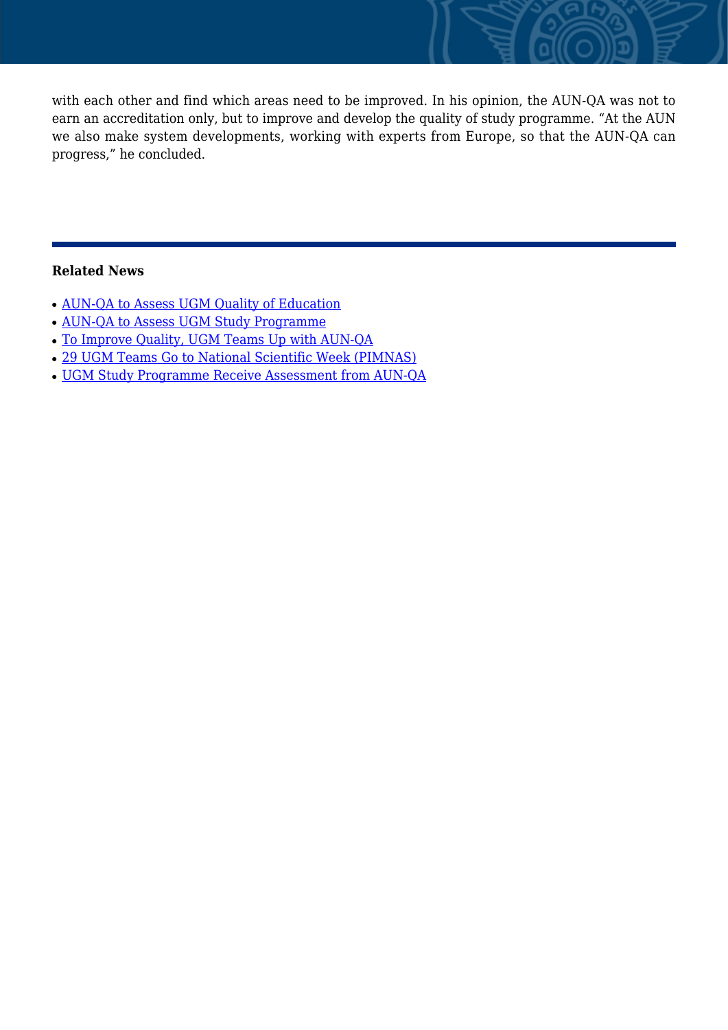with each other and find which areas need to be improved. In his opinion, the AUN-QA was not to earn an accreditation only, but to improve and develop the quality of study programme. “At the AUN we also make system developments, working with experts from Europe, so that the AUN-QA can progress,” he concluded.

---

**Related News**

- AUN-QA to Assess UGM Quality of Education
- AUN-QA to Assess UGM Study Programme
- To Improve Quality, UGM Teams Up with AUN-QA
- 29 UGM Teams Go to National Scientific Week (PIMNAS)
- UGM Study Programme Receive Assessment from AUN-QA